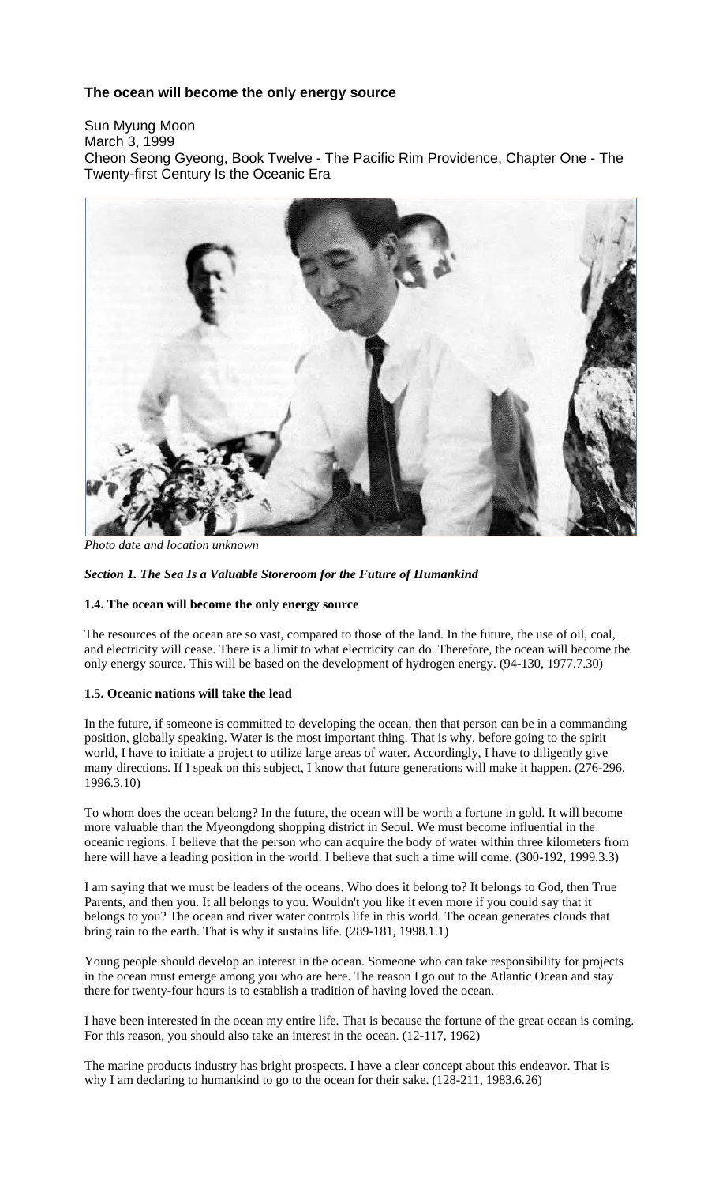# The ocean will become the only energy source

Sun Myung Moon
March 3, 1999
Cheon Seong Gyeong, Book Twelve - The Pacific Rim Providence, Chapter One - The Twenty-first Century Is the Oceanic Era

*Photo date and location unknown*

***Section 1. The Sea Is a Valuable Storeroom for the Future of Humankind***

**1.4. The ocean will become the only energy source**

The resources of the ocean are so vast, compared to those of the land. In the future, the use of oil, coal, and electricity will cease. There is a limit to what electricity can do. Therefore, the ocean will become the only energy source. This will be based on the development of hydrogen energy. (94-130, 1977.7.30)

**1.5. Oceanic nations will take the lead**

In the future, if someone is committed to developing the ocean, then that person can be in a commanding position, globally speaking. Water is the most important thing. That is why, before going to the spirit world, I have to initiate a project to utilize large areas of water. Accordingly, I have to diligently give many directions. If I speak on this subject, I know that future generations will make it happen. (276-296, 1996.3.10)

To whom does the ocean belong? In the future, the ocean will be worth a fortune in gold. It will become more valuable than the Myeongdong shopping district in Seoul. We must become influential in the oceanic regions. I believe that the person who can acquire the body of water within three kilometers from here will have a leading position in the world. I believe that such a time will come. (300-192, 1999.3.3)

I am saying that we must be leaders of the oceans. Who does it belong to? It belongs to God, then True Parents, and then you. It all belongs to you. Wouldn't you like it even more if you could say that it belongs to you? The ocean and river water controls life in this world. The ocean generates clouds that bring rain to the earth. That is why it sustains life. (289-181, 1998.1.1)

Young people should develop an interest in the ocean. Someone who can take responsibility for projects in the ocean must emerge among you who are here. The reason I go out to the Atlantic Ocean and stay there for twenty-four hours is to establish a tradition of having loved the ocean.

I have been interested in the ocean my entire life. That is because the fortune of the great ocean is coming. For this reason, you should also take an interest in the ocean. (12-117, 1962)

The marine products industry has bright prospects. I have a clear concept about this endeavor. That is why I am declaring to humankind to go to the ocean for their sake. (128-211, 1983.6.26)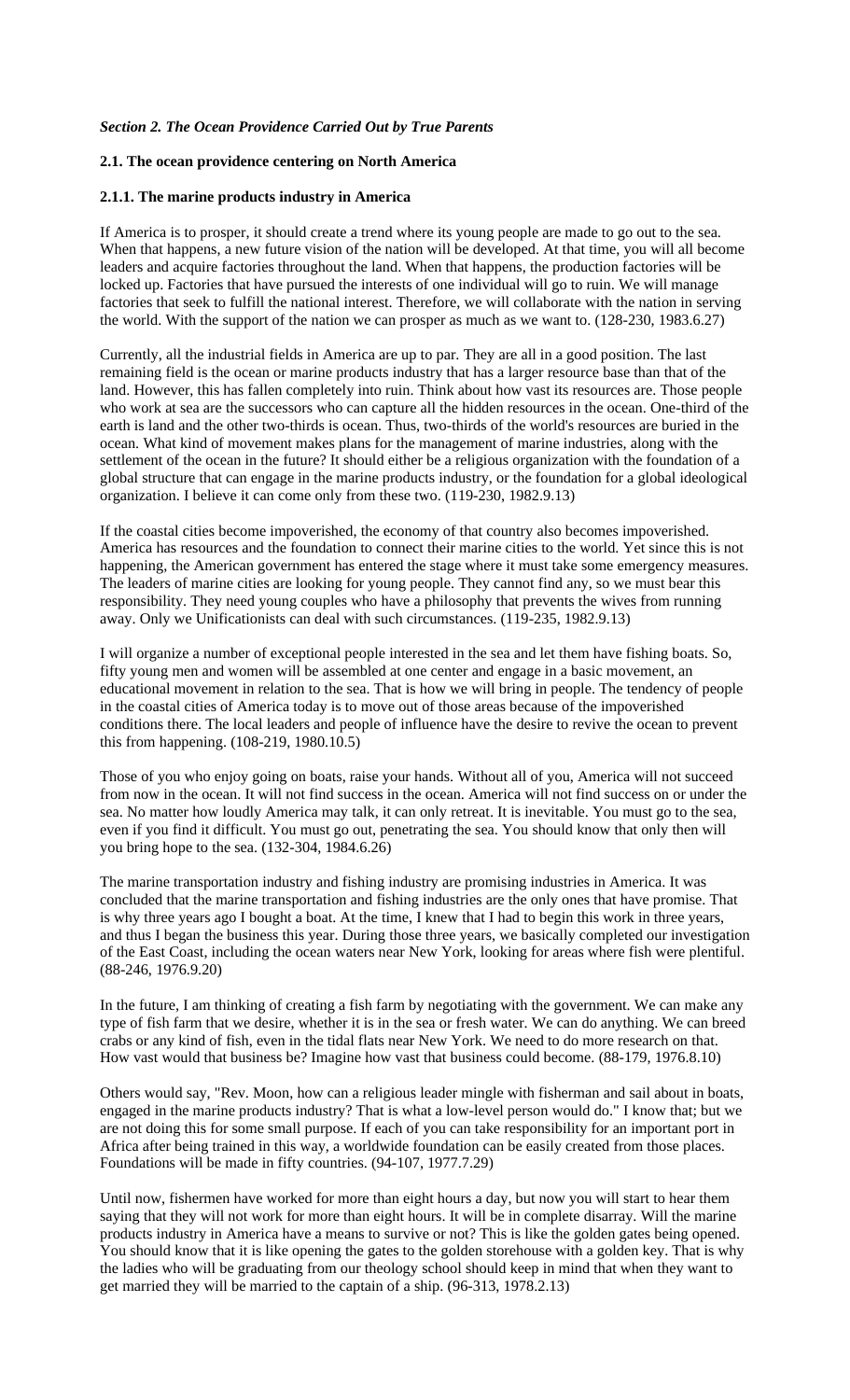***Section 2. The Ocean Providence Carried Out by True Parents***

**2.1. The ocean providence centering on North America**

**2.1.1. The marine products industry in America**

If America is to prosper, it should create a trend where its young people are made to go out to the sea. When that happens, a new future vision of the nation will be developed. At that time, you will all become leaders and acquire factories throughout the land. When that happens, the production factories will be locked up. Factories that have pursued the interests of one individual will go to ruin. We will manage factories that seek to fulfill the national interest. Therefore, we will collaborate with the nation in serving the world. With the support of the nation we can prosper as much as we want to. (128-230, 1983.6.27)

Currently, all the industrial fields in America are up to par. They are all in a good position. The last remaining field is the ocean or marine products industry that has a larger resource base than that of the land. However, this has fallen completely into ruin. Think about how vast its resources are. Those people who work at sea are the successors who can capture all the hidden resources in the ocean. One-third of the earth is land and the other two-thirds is ocean. Thus, two-thirds of the world's resources are buried in the ocean. What kind of movement makes plans for the management of marine industries, along with the settlement of the ocean in the future? It should either be a religious organization with the foundation of a global structure that can engage in the marine products industry, or the foundation for a global ideological organization. I believe it can come only from these two. (119-230, 1982.9.13)

If the coastal cities become impoverished, the economy of that country also becomes impoverished. America has resources and the foundation to connect their marine cities to the world. Yet since this is not happening, the American government has entered the stage where it must take some emergency measures. The leaders of marine cities are looking for young people. They cannot find any, so we must bear this responsibility. They need young couples who have a philosophy that prevents the wives from running away. Only we Unificationists can deal with such circumstances. (119-235, 1982.9.13)

I will organize a number of exceptional people interested in the sea and let them have fishing boats. So, fifty young men and women will be assembled at one center and engage in a basic movement, an educational movement in relation to the sea. That is how we will bring in people. The tendency of people in the coastal cities of America today is to move out of those areas because of the impoverished conditions there. The local leaders and people of influence have the desire to revive the ocean to prevent this from happening. (108-219, 1980.10.5)

Those of you who enjoy going on boats, raise your hands. Without all of you, America will not succeed from now in the ocean. It will not find success in the ocean. America will not find success on or under the sea. No matter how loudly America may talk, it can only retreat. It is inevitable. You must go to the sea, even if you find it difficult. You must go out, penetrating the sea. You should know that only then will you bring hope to the sea. (132-304, 1984.6.26)

The marine transportation industry and fishing industry are promising industries in America. It was concluded that the marine transportation and fishing industries are the only ones that have promise. That is why three years ago I bought a boat. At the time, I knew that I had to begin this work in three years, and thus I began the business this year. During those three years, we basically completed our investigation of the East Coast, including the ocean waters near New York, looking for areas where fish were plentiful. (88-246, 1976.9.20)

In the future, I am thinking of creating a fish farm by negotiating with the government. We can make any type of fish farm that we desire, whether it is in the sea or fresh water. We can do anything. We can breed crabs or any kind of fish, even in the tidal flats near New York. We need to do more research on that. How vast would that business be? Imagine how vast that business could become. (88-179, 1976.8.10)

Others would say, "Rev. Moon, how can a religious leader mingle with fisherman and sail about in boats, engaged in the marine products industry? That is what a low-level person would do." I know that; but we are not doing this for some small purpose. If each of you can take responsibility for an important port in Africa after being trained in this way, a worldwide foundation can be easily created from those places. Foundations will be made in fifty countries. (94-107, 1977.7.29)

Until now, fishermen have worked for more than eight hours a day, but now you will start to hear them saying that they will not work for more than eight hours. It will be in complete disarray. Will the marine products industry in America have a means to survive or not? This is like the golden gates being opened. You should know that it is like opening the gates to the golden storehouse with a golden key. That is why the ladies who will be graduating from our theology school should keep in mind that when they want to get married they will be married to the captain of a ship. (96-313, 1978.2.13)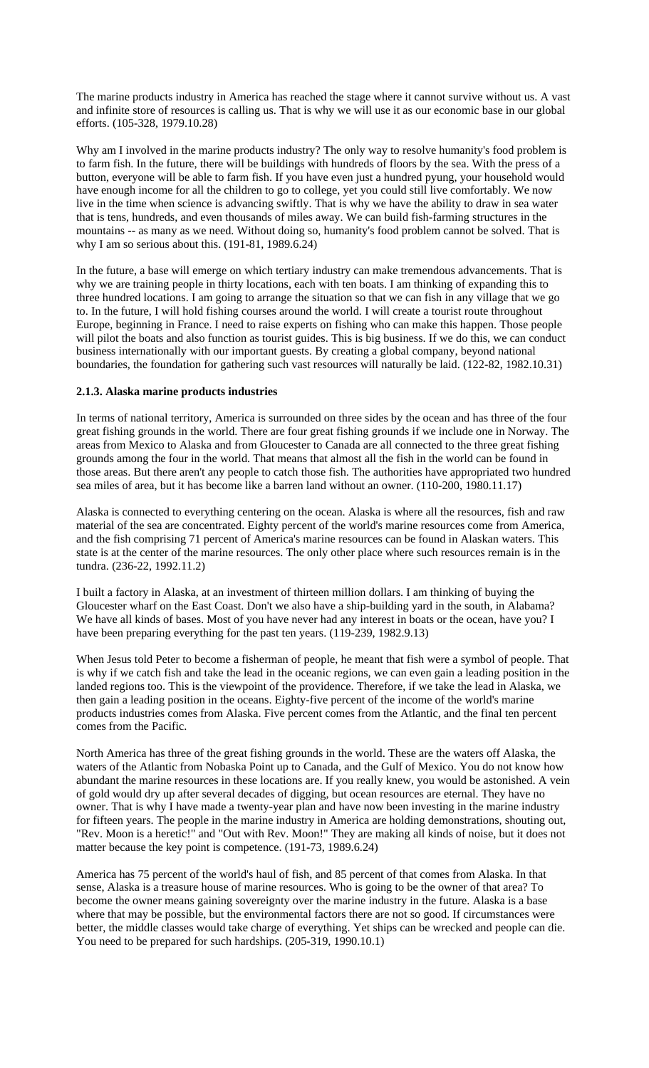The marine products industry in America has reached the stage where it cannot survive without us. A vast and infinite store of resources is calling us. That is why we will use it as our economic base in our global efforts. (105-328, 1979.10.28)

Why am I involved in the marine products industry? The only way to resolve humanity's food problem is to farm fish. In the future, there will be buildings with hundreds of floors by the sea. With the press of a button, everyone will be able to farm fish. If you have even just a hundred pyung, your household would have enough income for all the children to go to college, yet you could still live comfortably. We now live in the time when science is advancing swiftly. That is why we have the ability to draw in sea water that is tens, hundreds, and even thousands of miles away. We can build fish-farming structures in the mountains -- as many as we need. Without doing so, humanity's food problem cannot be solved. That is why I am so serious about this. (191-81, 1989.6.24)

In the future, a base will emerge on which tertiary industry can make tremendous advancements. That is why we are training people in thirty locations, each with ten boats. I am thinking of expanding this to three hundred locations. I am going to arrange the situation so that we can fish in any village that we go to. In the future, I will hold fishing courses around the world. I will create a tourist route throughout Europe, beginning in France. I need to raise experts on fishing who can make this happen. Those people will pilot the boats and also function as tourist guides. This is big business. If we do this, we can conduct business internationally with our important guests. By creating a global company, beyond national boundaries, the foundation for gathering such vast resources will naturally be laid. (122-82, 1982.10.31)

#### 2.1.3. Alaska marine products industries

In terms of national territory, America is surrounded on three sides by the ocean and has three of the four great fishing grounds in the world. There are four great fishing grounds if we include one in Norway. The areas from Mexico to Alaska and from Gloucester to Canada are all connected to the three great fishing grounds among the four in the world. That means that almost all the fish in the world can be found in those areas. But there aren't any people to catch those fish. The authorities have appropriated two hundred sea miles of area, but it has become like a barren land without an owner. (110-200, 1980.11.17)

Alaska is connected to everything centering on the ocean. Alaska is where all the resources, fish and raw material of the sea are concentrated. Eighty percent of the world's marine resources come from America, and the fish comprising 71 percent of America's marine resources can be found in Alaskan waters. This state is at the center of the marine resources. The only other place where such resources remain is in the tundra. (236-22, 1992.11.2)

I built a factory in Alaska, at an investment of thirteen million dollars. I am thinking of buying the Gloucester wharf on the East Coast. Don't we also have a ship-building yard in the south, in Alabama? We have all kinds of bases. Most of you have never had any interest in boats or the ocean, have you? I have been preparing everything for the past ten years. (119-239, 1982.9.13)

When Jesus told Peter to become a fisherman of people, he meant that fish were a symbol of people. That is why if we catch fish and take the lead in the oceanic regions, we can even gain a leading position in the landed regions too. This is the viewpoint of the providence. Therefore, if we take the lead in Alaska, we then gain a leading position in the oceans. Eighty-five percent of the income of the world's marine products industries comes from Alaska. Five percent comes from the Atlantic, and the final ten percent comes from the Pacific.

North America has three of the great fishing grounds in the world. These are the waters off Alaska, the waters of the Atlantic from Nobaska Point up to Canada, and the Gulf of Mexico. You do not know how abundant the marine resources in these locations are. If you really knew, you would be astonished. A vein of gold would dry up after several decades of digging, but ocean resources are eternal. They have no owner. That is why I have made a twenty-year plan and have now been investing in the marine industry for fifteen years. The people in the marine industry in America are holding demonstrations, shouting out, "Rev. Moon is a heretic!" and "Out with Rev. Moon!" They are making all kinds of noise, but it does not matter because the key point is competence. (191-73, 1989.6.24)

America has 75 percent of the world's haul of fish, and 85 percent of that comes from Alaska. In that sense, Alaska is a treasure house of marine resources. Who is going to be the owner of that area? To become the owner means gaining sovereignty over the marine industry in the future. Alaska is a base where that may be possible, but the environmental factors there are not so good. If circumstances were better, the middle classes would take charge of everything. Yet ships can be wrecked and people can die. You need to be prepared for such hardships. (205-319, 1990.10.1)